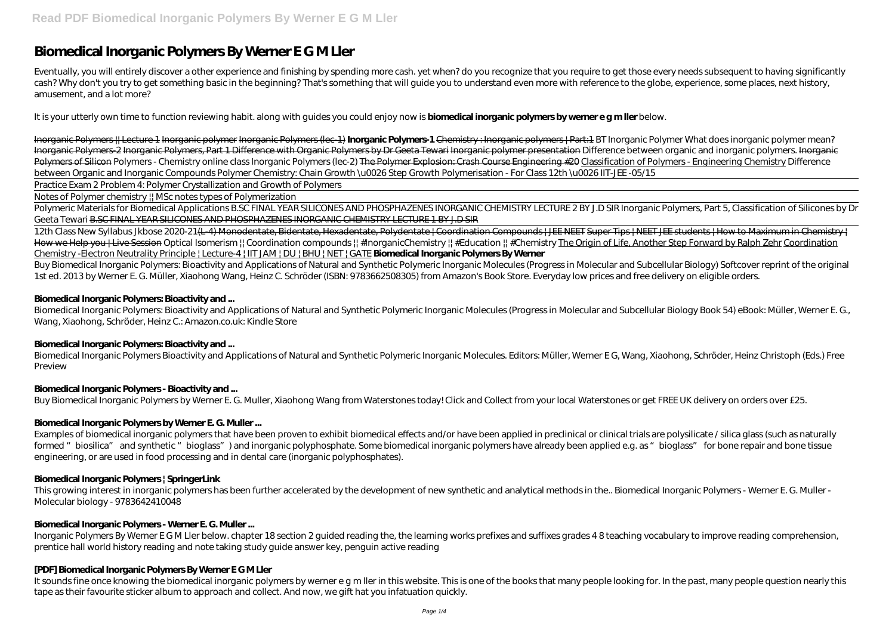# Biomedical Inorganic Polymers By Werner E G M Ller

Eventually, you will entirely discover a other experience and finishing by spending more cash. yet when? do you recognize that you require to get those every needs subsequent to having significantly cash? Why don't you try to get something basic in the beginning? That's something that will guide you to understand even more with reference to the globe, experience, some places, next history, amusement, and a lot more?

It is your utterly own time to function reviewing habit. along with guides you could enjoy now is **biomedical inorganic polymers by werner e g m ller** below.

Inorganic Polymers || Lecture 1 Inorganic polymer Inorganic Polymers (lec-1) **Inorganic Polymers-1** Chemistry : Inorganic polymers | Part:1 *BT Inorganic Polymer What does inorganic polymer mean?* Inorganic Polymers-2 Inorganic Polymers, Part 1 Difference with Organic Polymers by Dr Geeta Tewari Inorganic polymer presentation *Difference between organic and inorganic polymers.* Inorganic Polymers of Silicon *Polymers - Chemistry online class Inorganic Polymers (lec-2)* The Polymer Explosion: Crash Course Engineering #20 Classification of Polymers - Engineering Chemistry *Difference between Organic and Inorganic Compounds Polymer Chemistry: Chain Growth \u0026 Step Growth Polymerisation - For Class 12th \u0026 IIT-JEE -05/15*

Practice Exam 2 Problem 4: Polymer Crystallization and Growth of Polymers

Notes of Polymer chemistry || MSc notes types of Polymerization

Polymeric Materials for Biomedical Applications B.SC FINAL YEAR SILICONES AND PHOSPHAZENES INORGANIC CHEMISTRY LECTURE 2 BY J.D SIR *Inorganic Polymers, Part 5, Classification of Silicones by Dr Geeta Tewari* B.SC FINAL YEAR SILICONES AND PHOSPHAZENES INORGANIC CHEMISTRY LECTURE 1 BY J.D SIR

12th Class New Syllabus Jkbose 2020-21(L-4) Monodentate, Bidentate, Hexadentate, Polydentate | Coordination Compounds | JEE NEET Super Tips | NEET JEE students | How to Maximum in Chemistry | How we Help you | Live Session *Optical Isomerism || Coordination compounds || #InorganicChemistry || #Education || #Chemistry* The Origin of Life, Another Step Forward by Ralph Zehr Coordination Chemistry -Electron Neutrality Principle | Lecture-4 | IIT JAM | DU | BHU | NET | GATE **Biomedical Inorganic Polymers By Werner**

Buy Biomedical Inorganic Polymers: Bioactivity and Applications of Natural and Synthetic Polymeric Inorganic Molecules (Progress in Molecular and Subcellular Biology) Softcover reprint of the original 1st ed. 2013 by Werner E. G. Müller, Xiaohong Wang, Heinz C. Schröder (ISBN: 9783662508305) from Amazon's Book Store. Everyday low prices and free delivery on eligible orders.

### Biomedical Inorganic Polymers: Bioactivity and ...

Biomedical Inorganic Polymers: Bioactivity and Applications of Natural and Synthetic Polymeric Inorganic Molecules (Progress in Molecular and Subcellular Biology Book 54) eBook: Müller, Werner E. G., Wang, Xiaohong, Schröder, Heinz C.: Amazon.co.uk: Kindle Store

### Biomedical Inorganic Polymers: Bioactivity and ...

Biomedical Inorganic Polymers Bioactivity and Applications of Natural and Synthetic Polymeric Inorganic Molecules. Editors: Müller, Werner E G, Wang, Xiaohong, Schröder, Heinz Christoph (Eds.) Free Preview

### Biomedical Inorganic Polymers - Bioactivity and ...

Buy Biomedical Inorganic Polymers by Werner E. G. Muller, Xiaohong Wang from Waterstones today! Click and Collect from your local Waterstones or get FREE UK delivery on orders over £25.

### Biomedical Inorganic Polymers by Werner E. G. Muller ...

Examples of biomedical inorganic polymers that have been proven to exhibit biomedical effects and/or have been applied in preclinical or clinical trials are polysilicate / silica glass (such as naturally formed "biosilica" and synthetic "bioglass") and inorganic polyphosphate. Some biomedical inorganic polymers have already been applied e.g. as "bioglass" for bone repair and bone tissue engineering, or are used in food processing and in dental care (inorganic polyphosphates).

### Biomedical Inorganic Polymers | SpringerLink

This growing interest in inorganic polymers has been further accelerated by the development of new synthetic and analytical methods in the.. Biomedical Inorganic Polymers - Werner E. G. Muller - Molecular biology - 9783642410048

### Biomedical Inorganic Polymers - Werner E. G. Muller ...

Inorganic Polymers By Werner E G M Ller below. chapter 18 section 2 guided reading the, the learning works prefixes and suffixes grades 4 8 teaching vocabulary to improve reading comprehension, prentice hall world history reading and note taking study guide answer key, penguin active reading

### [PDF] Biomedical Inorganic Polymers By Werner E G M Ller

It sounds fine once knowing the biomedical inorganic polymers by werner e g m ller in this website. This is one of the books that many people looking for. In the past, many people question nearly this tape as their favourite sticker album to approach and collect. And now, we gift hat you infatuation quickly.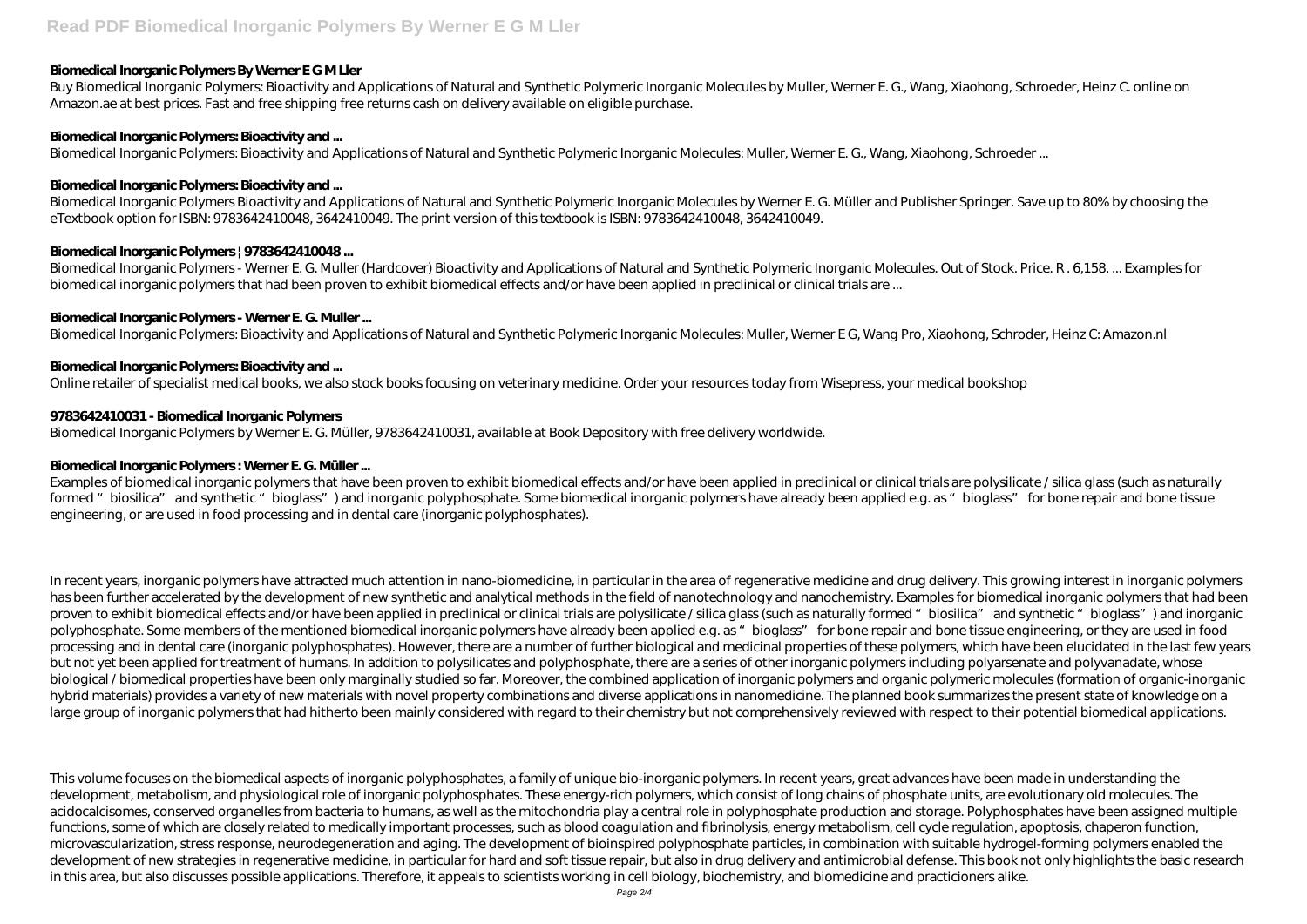### Biomedical Inorganic Polymers By Werner E G M Ller

Buy Biomedical Inorganic Polymers: Bioactivity and Applications of Natural and Synthetic Polymeric Inorganic Molecules by Muller, Werner E. G., Wang, Xiaohong, Schroeder, Heinz C. online on Amazon.ae at best prices. Fast and free shipping free returns cash on delivery available on eligible purchase.

### Biomedical Inorganic Polymers: Bioactivity and ...

Biomedical Inorganic Polymers: Bioactivity and Applications of Natural and Synthetic Polymeric Inorganic Molecules: Muller, Werner E. G., Wang, Xiaohong, Schroeder ...

### Biomedical Inorganic Polymers: Bioactivity and ...

Biomedical Inorganic Polymers Bioactivity and Applications of Natural and Synthetic Polymeric Inorganic Molecules by Werner E. G. Müller and Publisher Springer. Save up to 80% by choosing the eTextbook option for ISBN: 9783642410048, 3642410049. The print version of this textbook is ISBN: 9783642410048, 3642410049.

### Biomedical Inorganic Polymers | 9783642410048 ...

Biomedical Inorganic Polymers - Werner E. G. Muller (Hardcover) Bioactivity and Applications of Natural and Synthetic Polymeric Inorganic Molecules. Out of Stock. Price. R . 6,158. ... Examples for biomedical inorganic polymers that had been proven to exhibit biomedical effects and/or have been applied in preclinical or clinical trials are ...

### Biomedical Inorganic Polymers - Werner E. G. Muller ...

Biomedical Inorganic Polymers: Bioactivity and Applications of Natural and Synthetic Polymeric Inorganic Molecules: Muller, Werner E G, Wang Pro, Xiaohong, Schroder, Heinz C: Amazon.nl

### Biomedical Inorganic Polymers: Bioactivity and ...

Online retailer of specialist medical books, we also stock books focusing on veterinary medicine. Order your resources today from Wisepress, your medical bookshop

### 9783642410031 - Biomedical Inorganic Polymers

Biomedical Inorganic Polymers by Werner E. G. Müller, 9783642410031, available at Book Depository with free delivery worldwide.

### Biomedical Inorganic Polymers : Werner E. G. Müller ...

Examples of biomedical inorganic polymers that have been proven to exhibit biomedical effects and/or have been applied in preclinical or clinical trials are polysilicate / silica glass (such as naturally formed " biosilica" and synthetic " bioglass" ) and inorganic polyphosphate. Some biomedical inorganic polymers have already been applied e.g. as " bioglass" for bone repair and bone tissue engineering, or are used in food processing and in dental care (inorganic polyphosphates).

In recent years, inorganic polymers have attracted much attention in nano-biomedicine, in particular in the area of regenerative medicine and drug delivery. This growing interest in inorganic polymers has been further accelerated by the development of new synthetic and analytical methods in the field of nanotechnology and nanochemistry. Examples for biomedical inorganic polymers that had been proven to exhibit biomedical effects and/or have been applied in preclinical or clinical trials are polysilicate / silica glass (such as naturally formed " biosilica" and synthetic " bioglass" ) and inorganic polyphosphate. Some members of the mentioned biomedical inorganic polymers have already been applied e.g. as " bioglass" for bone repair and bone tissue engineering, or they are used in food processing and in dental care (inorganic polyphosphates). However, there are a number of further biological and medicinal properties of these polymers, which have been elucidated in the last few years but not yet been applied for treatment of humans. In addition to polysilicates and polyphosphate, there are a series of other inorganic polymers including polyarsenate and polyvanadate, whose biological / biomedical properties have been only marginally studied so far. Moreover, the combined application of inorganic polymers and organic polymeric molecules (formation of organic-inorganic hybrid materials) provides a variety of new materials with novel property combinations and diverse applications in nanomedicine. The planned book summarizes the present state of knowledge on a large group of inorganic polymers that had hitherto been mainly considered with regard to their chemistry but not comprehensively reviewed with respect to their potential biomedical applications.

This volume focuses on the biomedical aspects of inorganic polyphosphates, a family of unique bio-inorganic polymers. In recent years, great advances have been made in understanding the development, metabolism, and physiological role of inorganic polyphosphates. These energy-rich polymers, which consist of long chains of phosphate units, are evolutionary old molecules. The acidocalcisomes, conserved organelles from bacteria to humans, as well as the mitochondria play a central role in polyphosphate production and storage. Polyphosphates have been assigned multiple functions, some of which are closely related to medically important processes, such as blood coagulation and fibrinolysis, energy metabolism, cell cycle regulation, apoptosis, chaperon function, microvascularization, stress response, neurodegeneration and aging. The development of bioinspired polyphosphate particles, in combination with suitable hydrogel-forming polymers enabled the development of new strategies in regenerative medicine, in particular for hard and soft tissue repair, but also in drug delivery and antimicrobial defense. This book not only highlights the basic research in this area, but also discusses possible applications. Therefore, it appeals to scientists working in cell biology, biochemistry, and biomedicine and practicioners alike.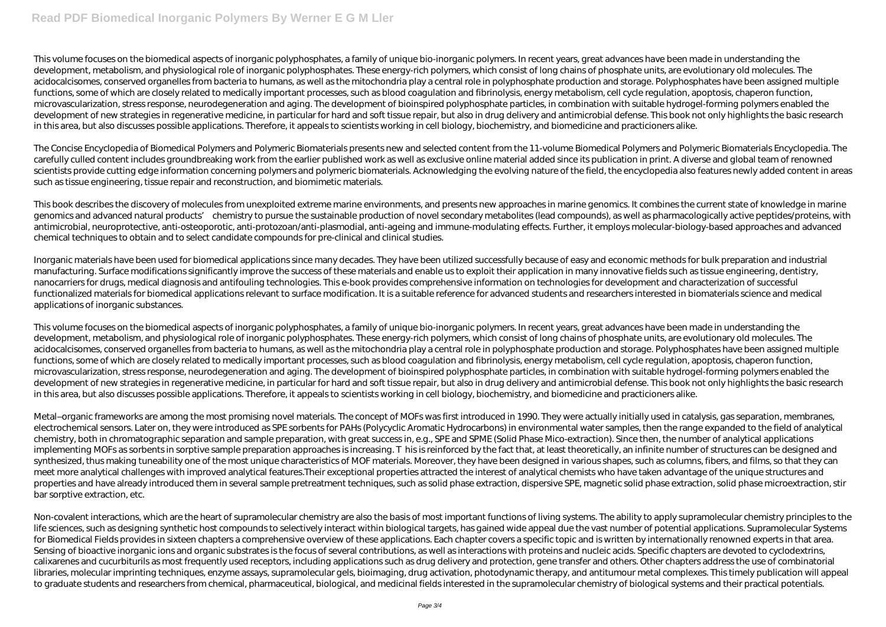This volume focuses on the biomedical aspects of inorganic polyphosphates, a family of unique bio-inorganic polymers. In recent years, great advances have been made in understanding the development, metabolism, and physiological role of inorganic polyphosphates. These energy-rich polymers, which consist of long chains of phosphate units, are evolutionary old molecules. The acidocalcisomes, conserved organelles from bacteria to humans, as well as the mitochondria play a central role in polyphosphate production and storage. Polyphosphates have been assigned multiple functions, some of which are closely related to medically important processes, such as blood coagulation and fibrinolysis, energy metabolism, cell cycle regulation, apoptosis, chaperon function, microvascularization, stress response, neurodegeneration and aging. The development of bioinspired polyphosphate particles, in combination with suitable hydrogel-forming polymers enabled the development of new strategies in regenerative medicine, in particular for hard and soft tissue repair, but also in drug delivery and antimicrobial defense. This book not only highlights the basic research in this area, but also discusses possible applications. Therefore, it appeals to scientists working in cell biology, biochemistry, and biomedicine and practicioners alike.

The Concise Encyclopedia of Biomedical Polymers and Polymeric Biomaterials presents new and selected content from the 11-volume Biomedical Polymers and Polymeric Biomaterials Encyclopedia. The carefully culled content includes groundbreaking work from the earlier published work as well as exclusive online material added since its publication in print. A diverse and global team of renowned scientists provide cutting edge information concerning polymers and polymeric biomaterials. Acknowledging the evolving nature of the field, the encyclopedia also features newly added content in areas such as tissue engineering, tissue repair and reconstruction, and biomimetic materials.

This book describes the discovery of molecules from unexploited extreme marine environments, and presents new approaches in marine genomics. It combines the current state of knowledge in marine genomics and advanced natural products' chemistry to pursue the sustainable production of novel secondary metabolites (lead compounds), as well as pharmacologically active peptides/proteins, with antimicrobial, neuroprotective, anti-osteoporotic, anti-protozoan/anti-plasmodial, anti-ageing and immune-modulating effects. Further, it employs molecular-biology-based approaches and advanced chemical techniques to obtain and to select candidate compounds for pre-clinical and clinical studies.

Inorganic materials have been used for biomedical applications since many decades. They have been utilized successfully because of easy and economic methods for bulk preparation and industrial manufacturing. Surface modifications significantly improve the success of these materials and enable us to exploit their application in many innovative fields such as tissue engineering, dentistry, nanocarriers for drugs, medical diagnosis and antifouling technologies. This e-book provides comprehensive information on technologies for development and characterization of successful functionalized materials for biomedical applications relevant to surface modification. It is a suitable reference for advanced students and researchers interested in biomaterials science and medical applications of inorganic substances.

This volume focuses on the biomedical aspects of inorganic polyphosphates, a family of unique bio-inorganic polymers. In recent years, great advances have been made in understanding the development, metabolism, and physiological role of inorganic polyphosphates. These energy-rich polymers, which consist of long chains of phosphate units, are evolutionary old molecules. The acidocalcisomes, conserved organelles from bacteria to humans, as well as the mitochondria play a central role in polyphosphate production and storage. Polyphosphates have been assigned multiple functions, some of which are closely related to medically important processes, such as blood coagulation and fibrinolysis, energy metabolism, cell cycle regulation, apoptosis, chaperon function, microvascularization, stress response, neurodegeneration and aging. The development of bioinspired polyphosphate particles, in combination with suitable hydrogel-forming polymers enabled the development of new strategies in regenerative medicine, in particular for hard and soft tissue repair, but also in drug delivery and antimicrobial defense. This book not only highlights the basic research in this area, but also discusses possible applications. Therefore, it appeals to scientists working in cell biology, biochemistry, and biomedicine and practicioners alike.

Metal–organic frameworks are among the most promising novel materials. The concept of MOFs was first introduced in 1990. They were actually initially used in catalysis, gas separation, membranes, electrochemical sensors. Later on, they were introduced as SPE sorbents for PAHs (Polycyclic Aromatic Hydrocarbons) in environmental water samples, then the range expanded to the field of analytical chemistry, both in chromatographic separation and sample preparation, with great success in, e.g., SPE and SPME (Solid Phase Mico-extraction). Since then, the number of analytical applications implementing MOFs as sorbents in sorptive sample preparation approaches is increasing. T his is reinforced by the fact that, at least theoretically, an infinite number of structures can be designed and synthesized, thus making tuneability one of the most unique characteristics of MOF materials. Moreover, they have been designed in various shapes, such as columns, fibers, and films, so that they can meet more analytical challenges with improved analytical features.Their exceptional properties attracted the interest of analytical chemists who have taken advantage of the unique structures and properties and have already introduced them in several sample pretreatment techniques, such as solid phase extraction, dispersive SPE, magnetic solid phase extraction, solid phase microextraction, stir bar sorptive extraction, etc.

Non-covalent interactions, which are the heart of supramolecular chemistry are also the basis of most important functions of living systems. The ability to apply supramolecular chemistry principles to the life sciences, such as designing synthetic host compounds to selectively interact within biological targets, has gained wide appeal due the vast number of potential applications. Supramolecular Systems for Biomedical Fields provides in sixteen chapters a comprehensive overview of these applications. Each chapter covers a specific topic and is written by internationally renowned experts in that area. Sensing of bioactive inorganic ions and organic substrates is the focus of several contributions, as well as interactions with proteins and nucleic acids. Specific chapters are devoted to cyclodextrins, calixarenes and cucurbiturils as most frequently used receptors, including applications such as drug delivery and protection, gene transfer and others. Other chapters address the use of combinatorial libraries, molecular imprinting techniques, enzyme assays, supramolecular gels, bioimaging, drug activation, photodynamic therapy, and antitumour metal complexes. This timely publication will appeal to graduate students and researchers from chemical, pharmaceutical, biological, and medicinal fields interested in the supramolecular chemistry of biological systems and their practical potentials.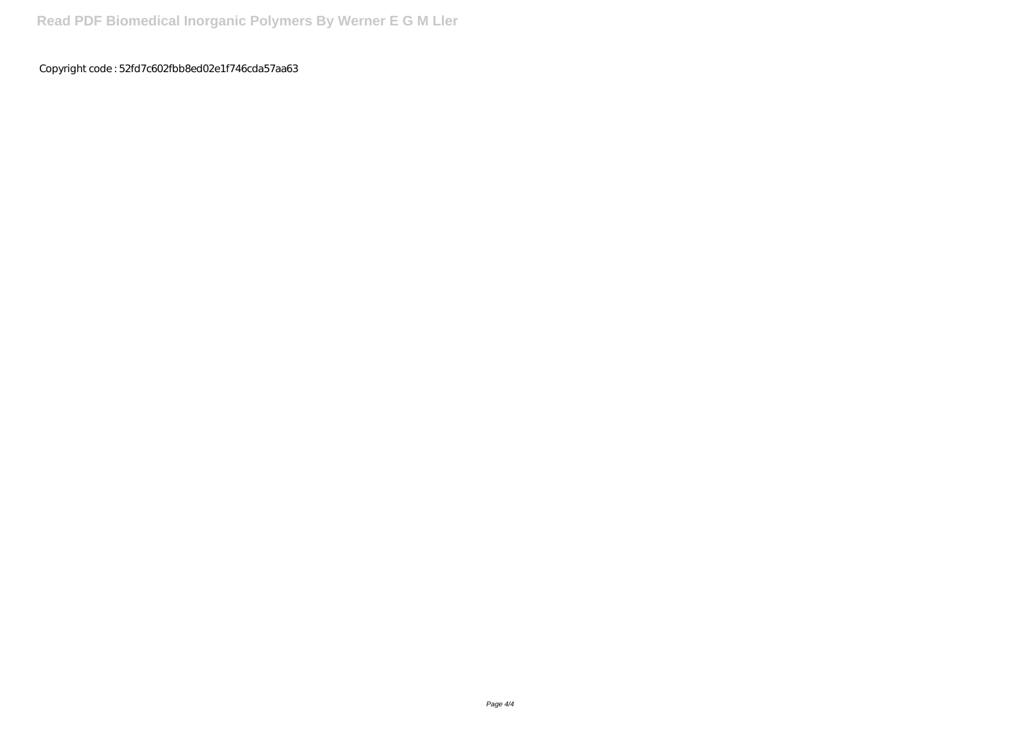Copyright code : 52fd7c602fbb8ed02e1f746cda57aa63